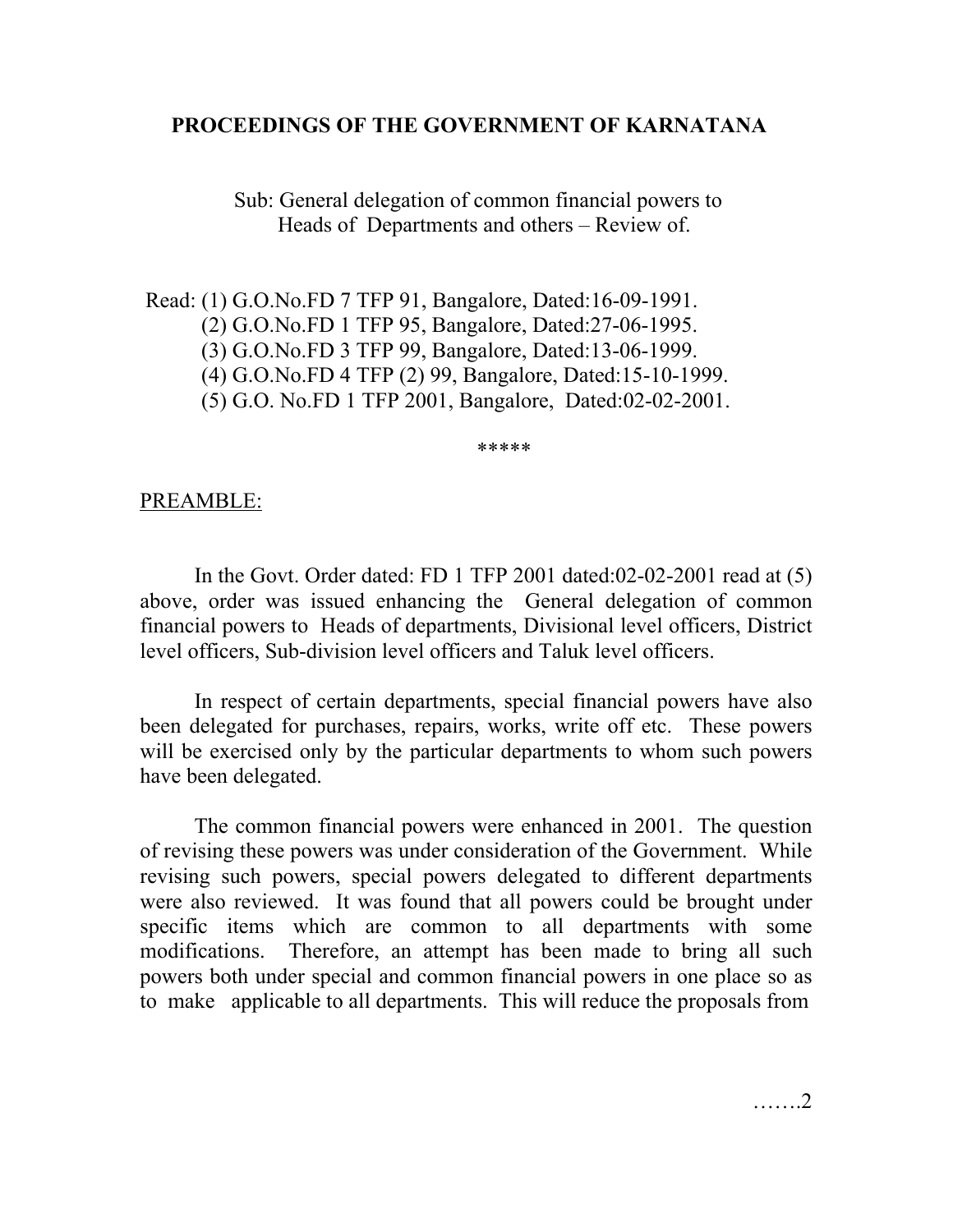**PROCEEDINGS OF THE GOVERNMENT OF KARNATANA**

Sub: General delegation of common financial powers to Heads of Departments and others – Review of.

Read: (1) G.O.No.FD 7 TFP 91, Bangalore, Dated:16-09-1991.
(2) G.O.No.FD 1 TFP 95, Bangalore, Dated:27-06-1995.
(3) G.O.No.FD 3 TFP 99, Bangalore, Dated:13-06-1999.
(4) G.O.No.FD 4 TFP (2) 99, Bangalore, Dated:15-10-1999.
(5) G.O. No.FD 1 TFP 2001, Bangalore, Dated:02-02-2001.

\*\*\*\*\*

PREAMBLE:

In the Govt. Order dated: FD 1 TFP 2001 dated:02-02-2001 read at (5) above, order was issued enhancing the General delegation of common financial powers to Heads of departments, Divisional level officers, District level officers, Sub-division level officers and Taluk level officers.

In respect of certain departments, special financial powers have also been delegated for purchases, repairs, works, write off etc. These powers will be exercised only by the particular departments to whom such powers have been delegated.

The common financial powers were enhanced in 2001. The question of revising these powers was under consideration of the Government. While revising such powers, special powers delegated to different departments were also reviewed. It was found that all powers could be brought under specific items which are common to all departments with some modifications. Therefore, an attempt has been made to bring all such powers both under special and common financial powers in one place so as to make applicable to all departments. This will reduce the proposals from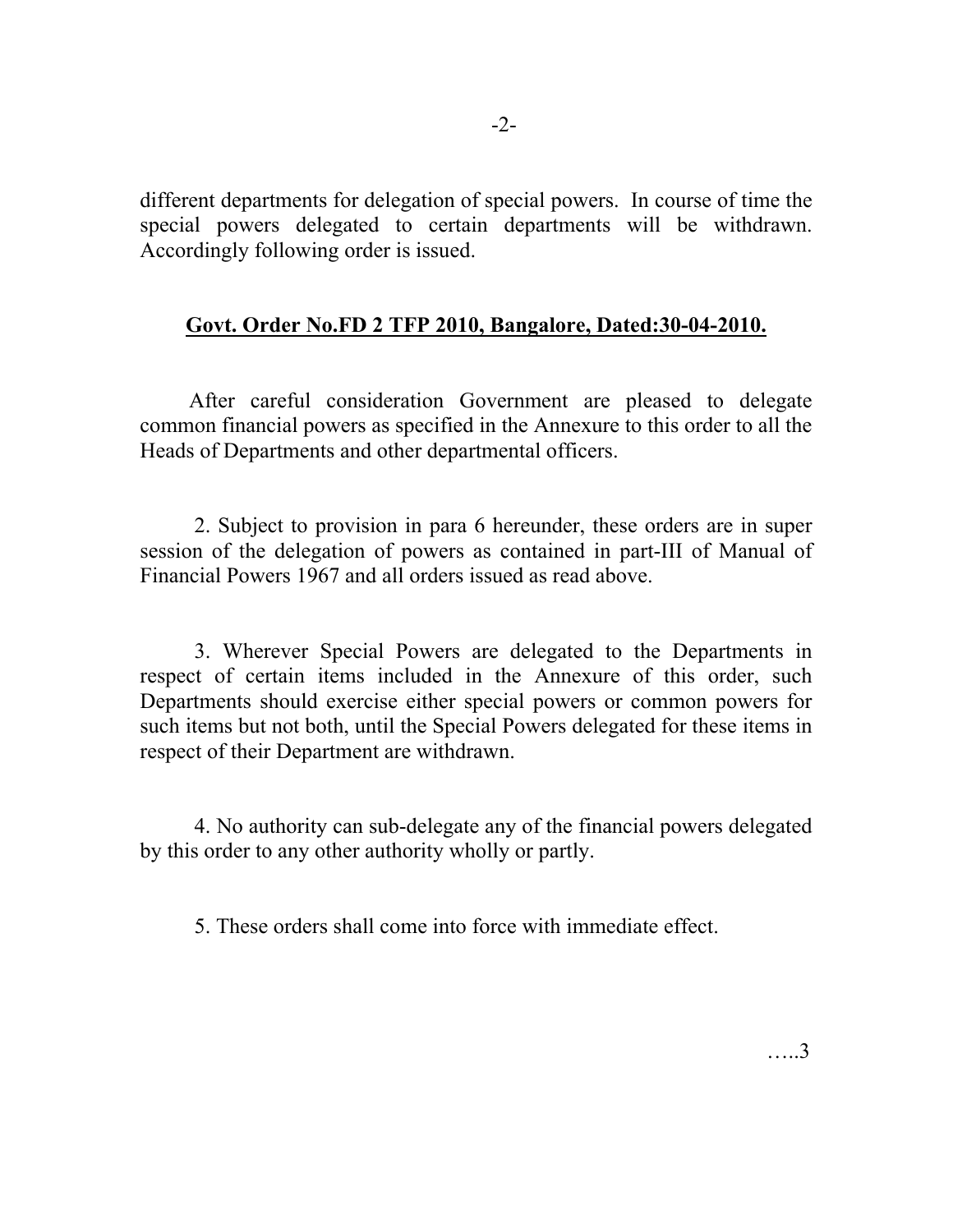different departments for delegation of special powers. In course of time the special powers delegated to certain departments will be withdrawn. Accordingly following order is issued.

**Govt. Order No.FD 2 TFP 2010, Bangalore, Dated:30-04-2010.**

After careful consideration Government are pleased to delegate common financial powers as specified in the Annexure to this order to all the Heads of Departments and other departmental officers.

2. Subject to provision in para 6 hereunder, these orders are in super session of the delegation of powers as contained in part-III of Manual of Financial Powers 1967 and all orders issued as read above.

3. Wherever Special Powers are delegated to the Departments in respect of certain items included in the Annexure of this order, such Departments should exercise either special powers or common powers for such items but not both, until the Special Powers delegated for these items in respect of their Department are withdrawn.

4. No authority can sub-delegate any of the financial powers delegated by this order to any other authority wholly or partly.

5. These orders shall come into force with immediate effect.

…..3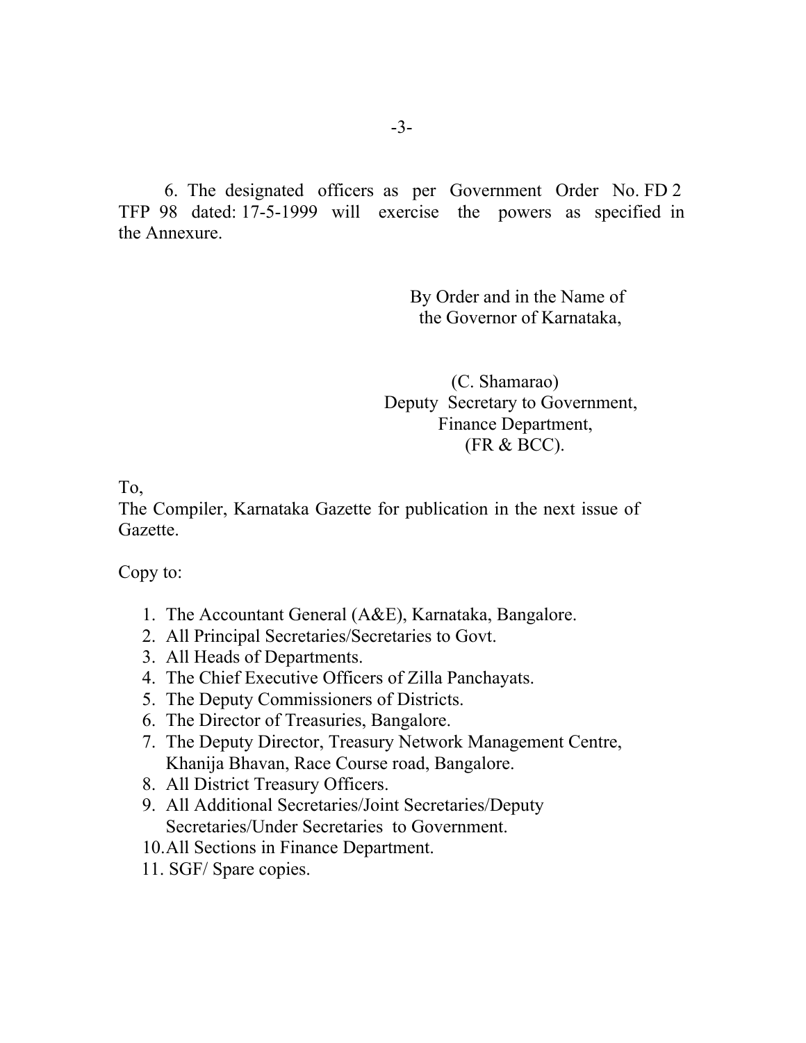6. The designated officers as per Government Order No. FD 2 TFP 98 dated: 17-5-1999 will exercise the powers as specified in the Annexure.

By Order and in the Name of
the Governor of Karnataka,

(C. Shamarao)
Deputy Secretary to Government,
Finance Department,
(FR & BCC).

To,
The Compiler, Karnataka Gazette for publication in the next issue of Gazette.

Copy to:

1. The Accountant General (A&E), Karnataka, Bangalore.
2. All Principal Secretaries/Secretaries to Govt.
3. All Heads of Departments.
4. The Chief Executive Officers of Zilla Panchayats.
5. The Deputy Commissioners of Districts.
6. The Director of Treasuries, Bangalore.
7. The Deputy Director, Treasury Network Management Centre, Khanija Bhavan, Race Course road, Bangalore.
8. All District Treasury Officers.
9. All Additional Secretaries/Joint Secretaries/Deputy Secretaries/Under Secretaries to Government.
10. All Sections in Finance Department.
11. SGF/ Spare copies.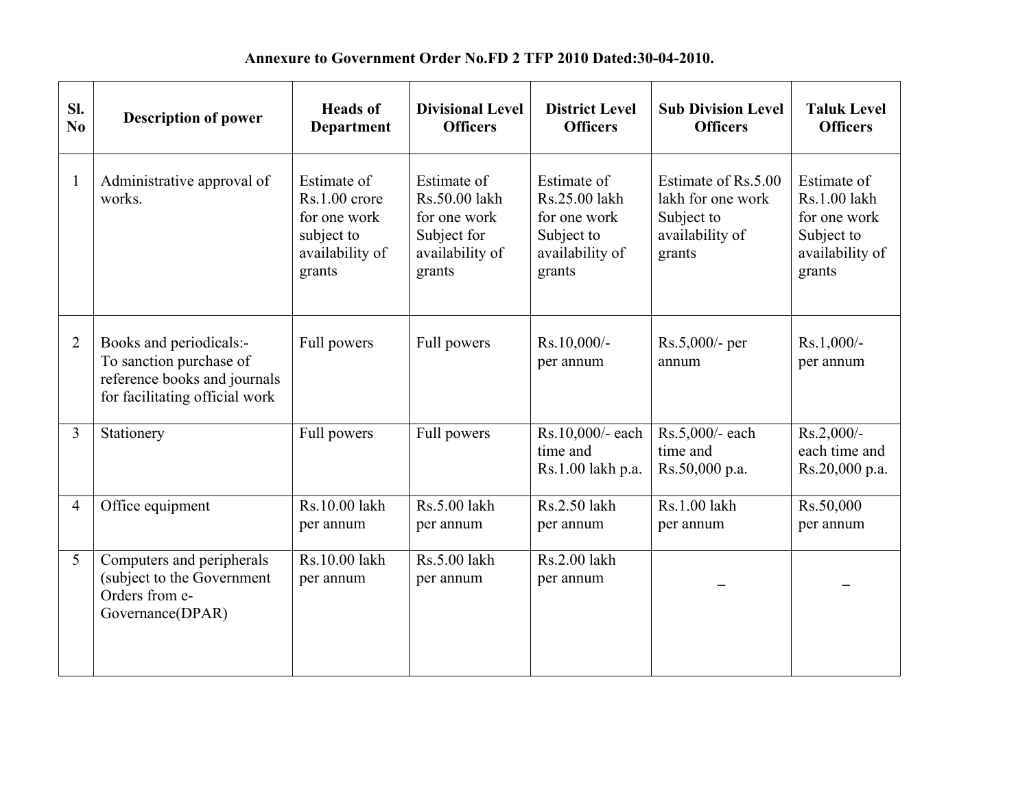**Annexure to Government Order No.FD 2 TFP 2010 Dated:30-04-2010.**

| Sl. No | Description of power | Heads of Department | Divisional Level Officers | District Level Officers | Sub Division Level Officers | Taluk Level Officers |
|---|---|---|---|---|---|---|
| 1 | Administrative approval of works. | Estimate of Rs.1.00 crore for one work subject to availability of grants | Estimate of Rs.50.00 lakh for one work Subject for availability of grants | Estimate of Rs.25.00 lakh for one work Subject to availability of grants | Estimate of Rs.5.00 lakh for one work Subject to availability of grants | Estimate of Rs.1.00 lakh for one work Subject to availability of grants |
| 2 | Books and periodicals:- To sanction purchase of reference books and journals for facilitating official work | Full powers | Full powers | Rs.10,000/- per annum | Rs.5,000/- per annum | Rs.1,000/- per annum |
| 3 | Stationery | Full powers | Full powers | Rs.10,000/- each time and Rs.1.00 lakh p.a. | Rs.5,000/- each time and Rs.50,000 p.a. | Rs.2,000/- each time and Rs.20,000 p.a. |
| 4 | Office equipment | Rs.10.00 lakh per annum | Rs.5.00 lakh per annum | Rs.2.50 lakh per annum | Rs.1.00 lakh per annum | Rs.50,000 per annum |
| 5 | Computers and peripherals (subject to the Government Orders from e-Governance(DPAR) | Rs.10.00 lakh per annum | Rs.5.00 lakh per annum | Rs.2.00 lakh per annum | – | – |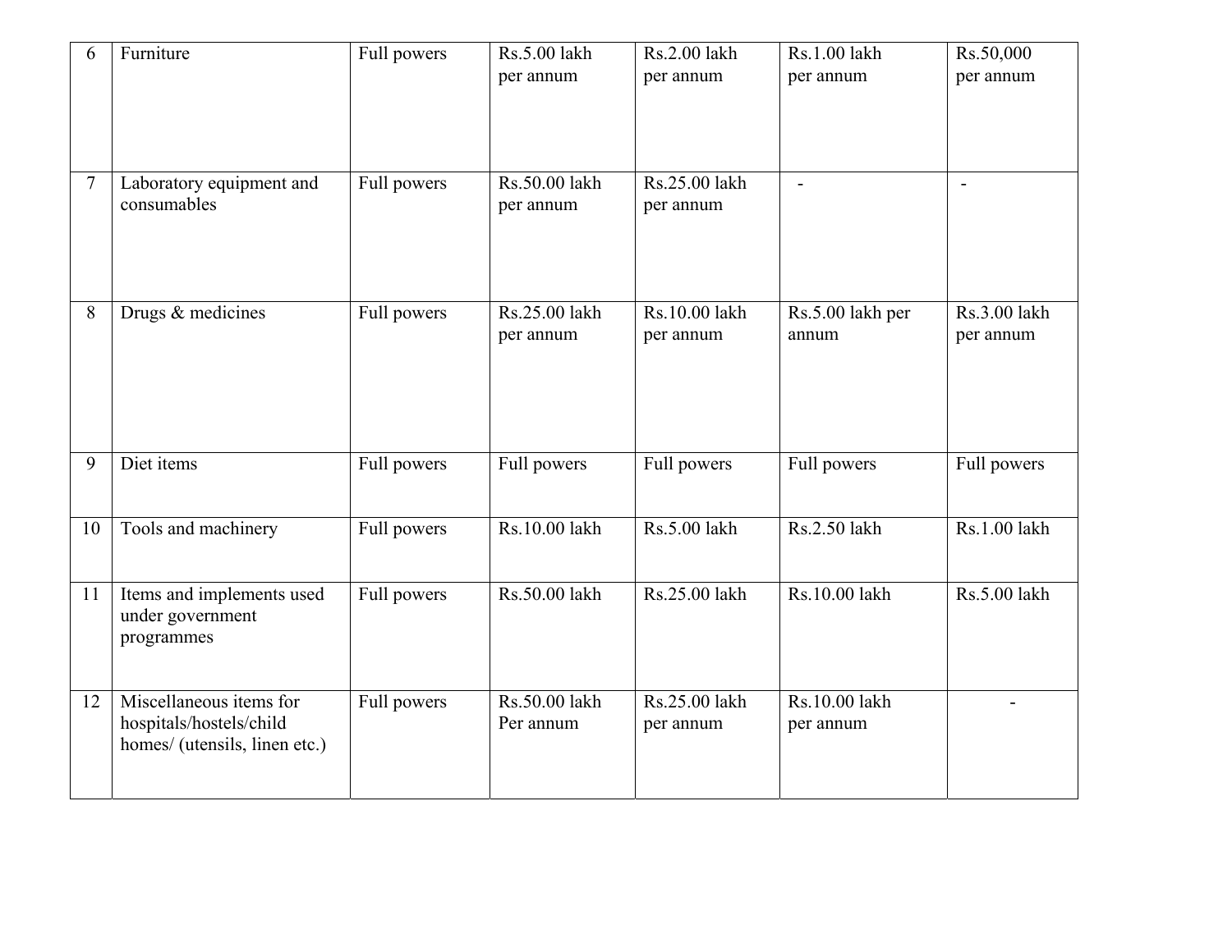| 6 | Furniture | Full powers | Rs.5.00 lakh per annum | Rs.2.00 lakh per annum | Rs.1.00 lakh per annum | Rs.50,000 per annum |
|---|---|---|---|---|---|---|
| 7 | Laboratory equipment and consumables | Full powers | Rs.50.00 lakh per annum | Rs.25.00 lakh per annum | - | - |
| 8 | Drugs & medicines | Full powers | Rs.25.00 lakh per annum | Rs.10.00 lakh per annum | Rs.5.00 lakh per annum | Rs.3.00 lakh per annum |
| 9 | Diet items | Full powers | Full powers | Full powers | Full powers | Full powers |
| 10 | Tools and machinery | Full powers | Rs.10.00 lakh | Rs.5.00 lakh | Rs.2.50 lakh | Rs.1.00 lakh |
| 11 | Items and implements used under government programmes | Full powers | Rs.50.00 lakh | Rs.25.00 lakh | Rs.10.00 lakh | Rs.5.00 lakh |
| 12 | Miscellaneous items for hospitals/hostels/child homes/ (utensils, linen etc.) | Full powers | Rs.50.00 lakh Per annum | Rs.25.00 lakh per annum | Rs.10.00 lakh per annum | - |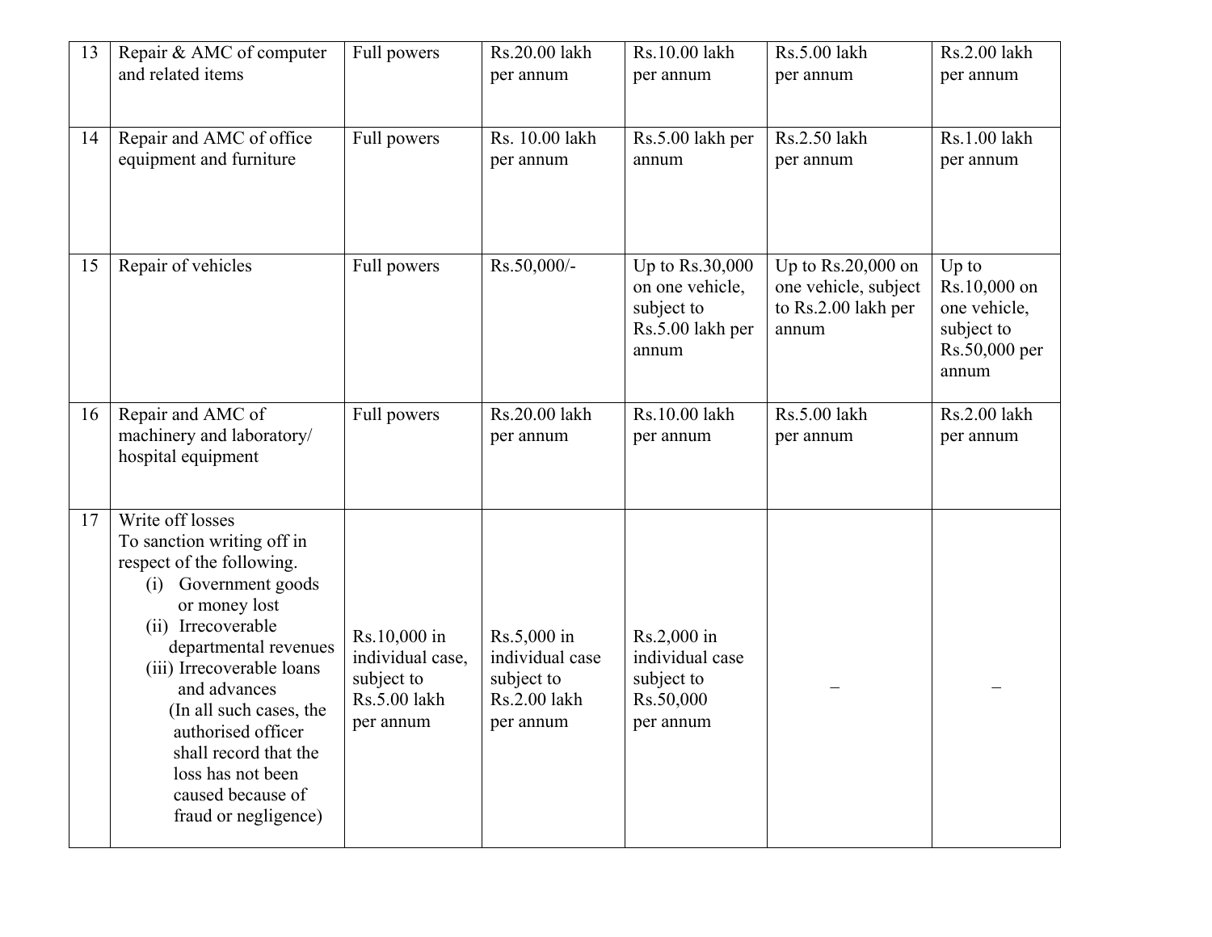| 13 | Repair & AMC of computer and related items | Full powers | Rs.20.00 lakh per annum | Rs.10.00 lakh per annum | Rs.5.00 lakh per annum | Rs.2.00 lakh per annum |
|---|---|---|---|---|---|---|
| 14 | Repair and AMC of office equipment and furniture | Full powers | Rs. 10.00 lakh per annum | Rs.5.00 lakh per annum | Rs.2.50 lakh per annum | Rs.1.00 lakh per annum |
| 15 | Repair of vehicles | Full powers | Rs.50,000/- | Up to Rs.30,000 on one vehicle, subject to Rs.5.00 lakh per annum | Up to Rs.20,000 on one vehicle, subject to Rs.2.00 lakh per annum | Up to Rs.10,000 on one vehicle, subject to Rs.50,000 per annum |
| 16 | Repair and AMC of machinery and laboratory/ hospital equipment | Full powers | Rs.20.00 lakh per annum | Rs.10.00 lakh per annum | Rs.5.00 lakh per annum | Rs.2.00 lakh per annum |
| 17 | Write off losses<br>To sanction writing off in respect of the following.<br>(i) Government goods or money lost<br>(ii) Irrecoverable departmental revenues<br>(iii) Irrecoverable loans and advances<br>(In all such cases, the authorised officer shall record that the loss has not been caused because of fraud or negligence) | Rs.10,000 in individual case, subject to Rs.5.00 lakh per annum | Rs.5,000 in individual case subject to Rs.2.00 lakh per annum | Rs.2,000 in individual case subject to Rs.50,000 per annum | – | – |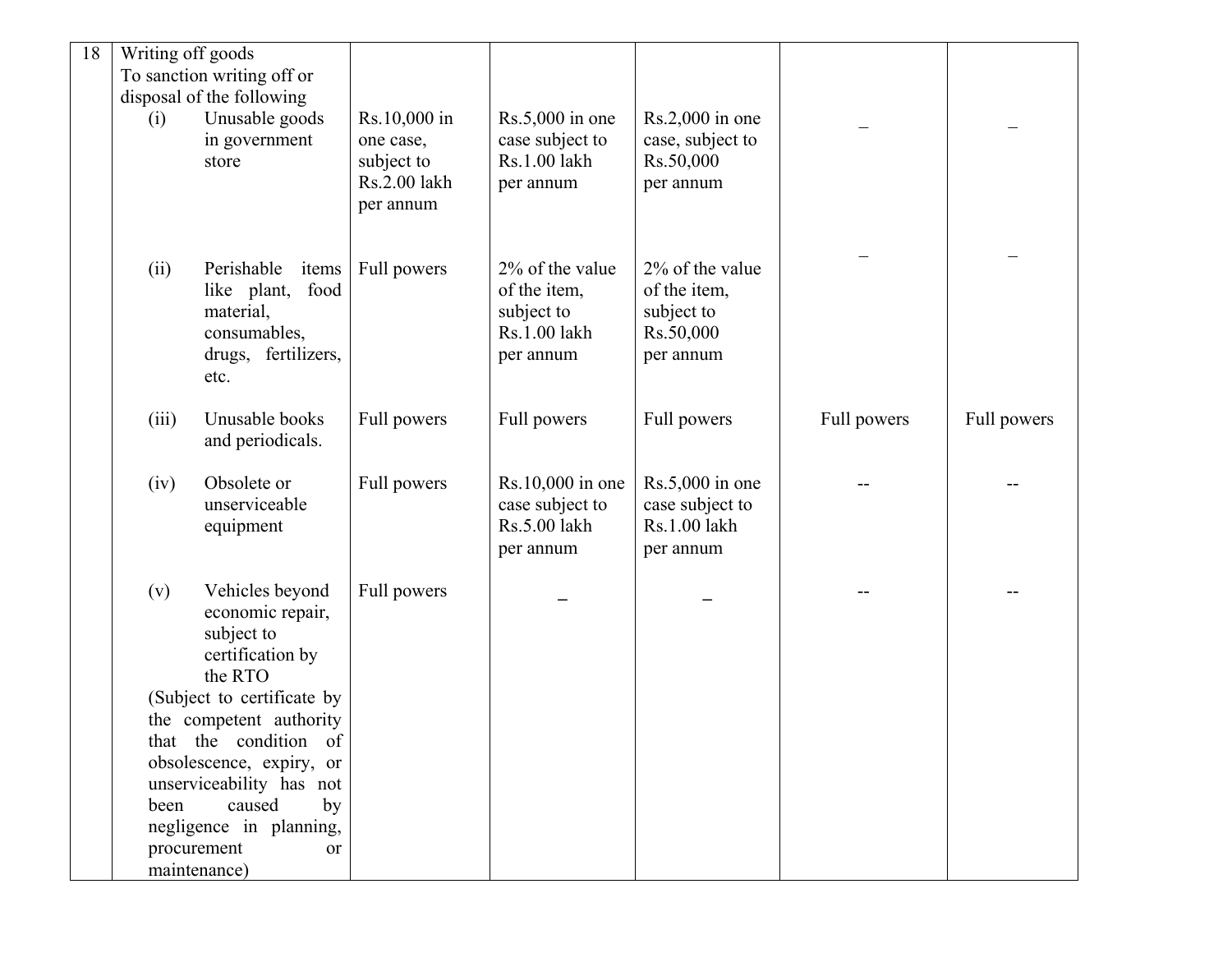| 18 | Writing off goods<br>To sanction writing off or disposal of the following | | | | | |
|---|---|---|---|---|---|---|
| | (i) Unusable goods in government store | Rs.10,000 in one case, subject to Rs.2.00 lakh per annum | Rs.5,000 in one case subject to Rs.1.00 lakh per annum | Rs.2,000 in one case, subject to Rs.50,000 per annum | _ | _ |
| | (ii) Perishable items like plant, food material, consumables, drugs, fertilizers, etc. | Full powers | 2% of the value of the item, subject to Rs.1.00 lakh per annum | 2% of the value of the item, subject to Rs.50,000 per annum | _ | _ |
| | (iii) Unusable books and periodicals. | Full powers | Full powers | Full powers | Full powers | Full powers |
| | (iv) Obsolete or unserviceable equipment | Full powers | Rs.10,000 in one case subject to Rs.5.00 lakh per annum | Rs.5,000 in one case subject to Rs.1.00 lakh per annum | -- | -- |
| | (v) Vehicles beyond economic repair, subject to certification by the RTO<br>(Subject to certificate by the competent authority that the condition of obsolescence, expiry, or unserviceability has not been caused by negligence in planning, procurement or maintenance) | Full powers | _ | _ | -- | -- |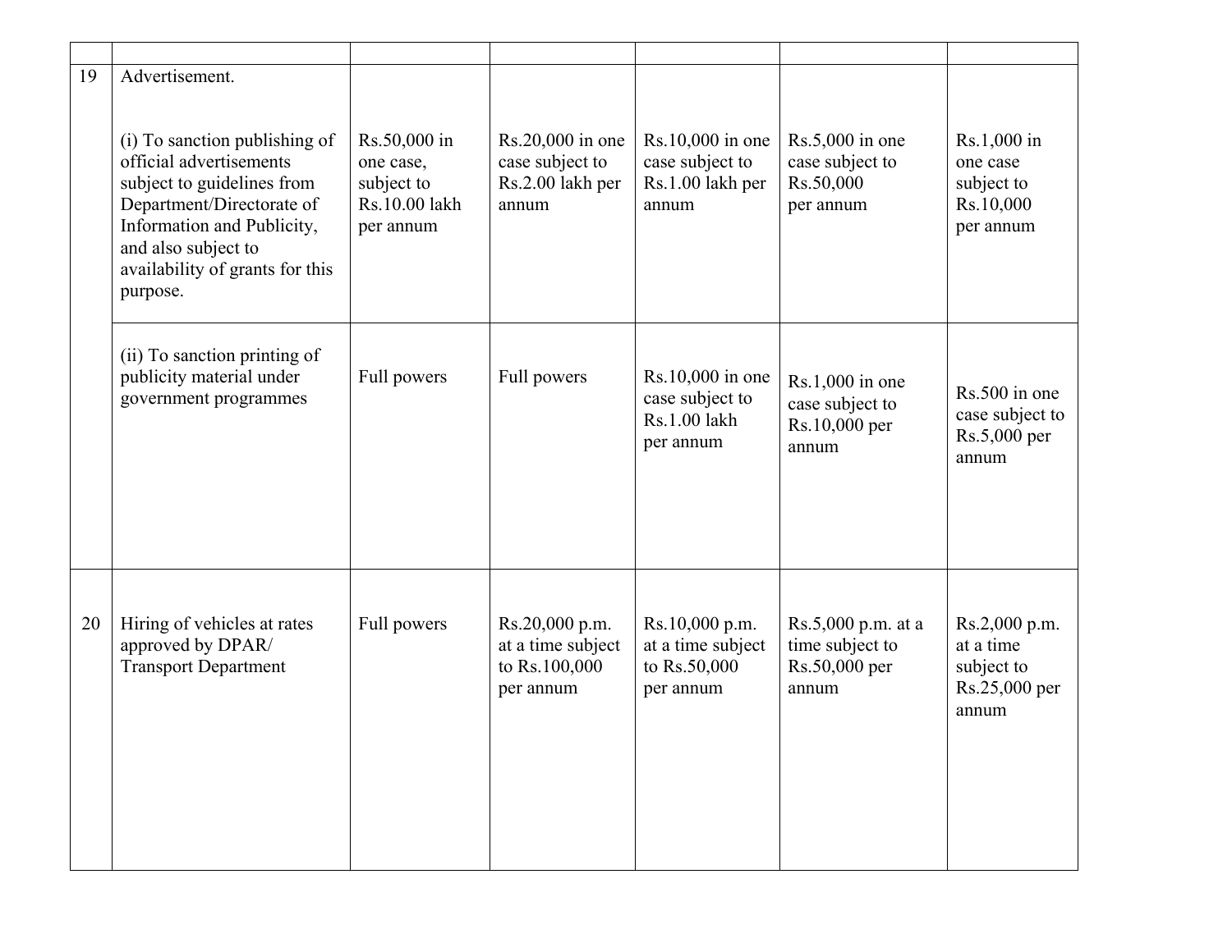| | | | | | | |
|---|---|---|---|---|---|---|
| 19 | Advertisement.<br><br>(i) To sanction publishing of official advertisements subject to guidelines from Department/Directorate of Information and Publicity, and also subject to availability of grants for this purpose. | Rs.50,000 in one case, subject to Rs.10.00 lakh per annum | Rs.20,000 in one case subject to Rs.2.00 lakh per annum | Rs.10,000 in one case subject to Rs.1.00 lakh per annum | Rs.5,000 in one case subject to Rs.50,000 per annum | Rs.1,000 in one case subject to Rs.10,000 per annum |
| | (ii) To sanction printing of publicity material under government programmes | Full powers | Full powers | Rs.10,000 in one case subject to Rs.1.00 lakh per annum | Rs.1,000 in one case subject to Rs.10,000 per annum | Rs.500 in one case subject to Rs.5,000 per annum |
| 20 | Hiring of vehicles at rates approved by DPAR/ Transport Department | Full powers | Rs.20,000 p.m. at a time subject to Rs.100,000 per annum | Rs.10,000 p.m. at a time subject to Rs.50,000 per annum | Rs.5,000 p.m. at a time subject to Rs.50,000 per annum | Rs.2,000 p.m. at a time subject to Rs.25,000 per annum |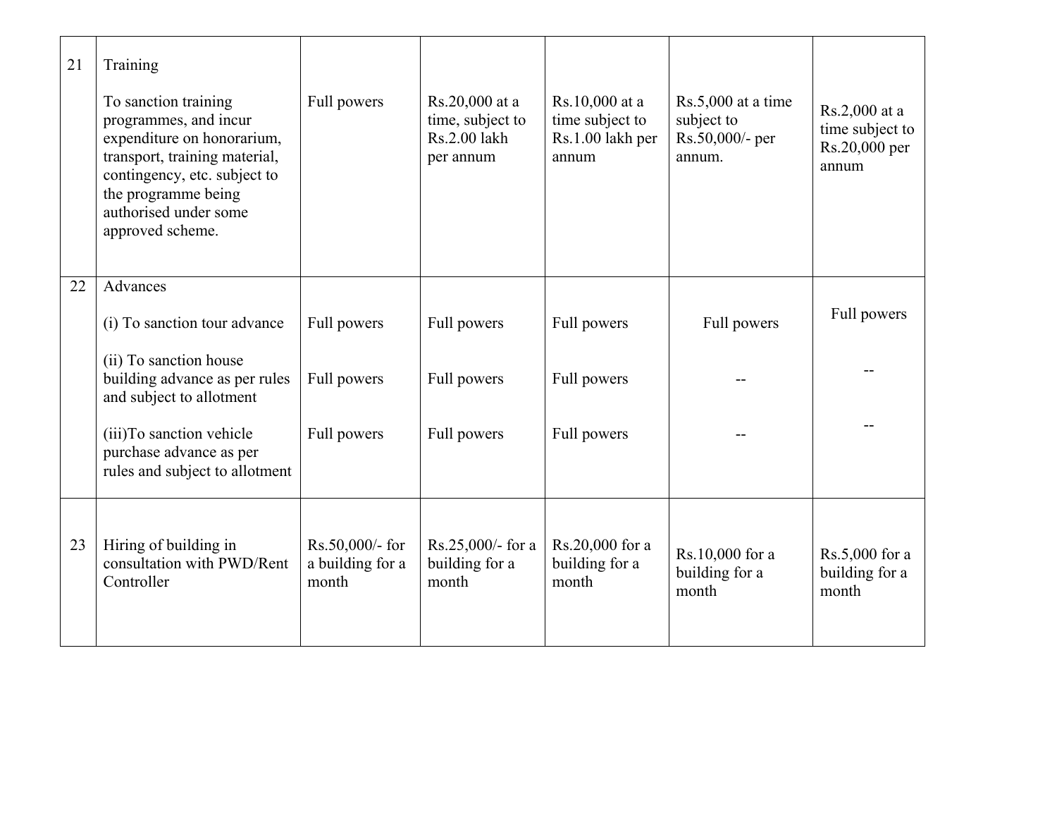| 21 | Training<br><br>To sanction training programmes, and incur expenditure on honorarium, transport, training material, contingency, etc. subject to the programme being authorised under some approved scheme. | Full powers | Rs.20,000 at a time, subject to Rs.2.00 lakh per annum | Rs.10,000 at a time subject to Rs.1.00 lakh per annum | Rs.5,000 at a time subject to Rs.50,000/- per annum. | Rs.2,000 at a time subject to Rs.20,000 per annum |
|---|---|---|---|---|---|---|
| 22 | Advances<br><br>(i) To sanction tour advance<br><br>(ii) To sanction house building advance as per rules and subject to allotment<br><br>(iii)To sanction vehicle purchase advance as per rules and subject to allotment | <br><br>Full powers<br><br>Full powers<br><br>Full powers | <br><br>Full powers<br><br>Full powers<br><br>Full powers | <br><br>Full powers<br><br>Full powers<br><br>Full powers | <br><br>Full powers<br><br>--<br><br>-- | <br><br>Full powers<br><br>--<br><br>-- |
| 23 | Hiring of building in consultation with PWD/Rent Controller | Rs.50,000/- for a building for a month | Rs.25,000/- for a building for a month | Rs.20,000 for a building for a month | Rs.10,000 for a building for a month | Rs.5,000 for a building for a month |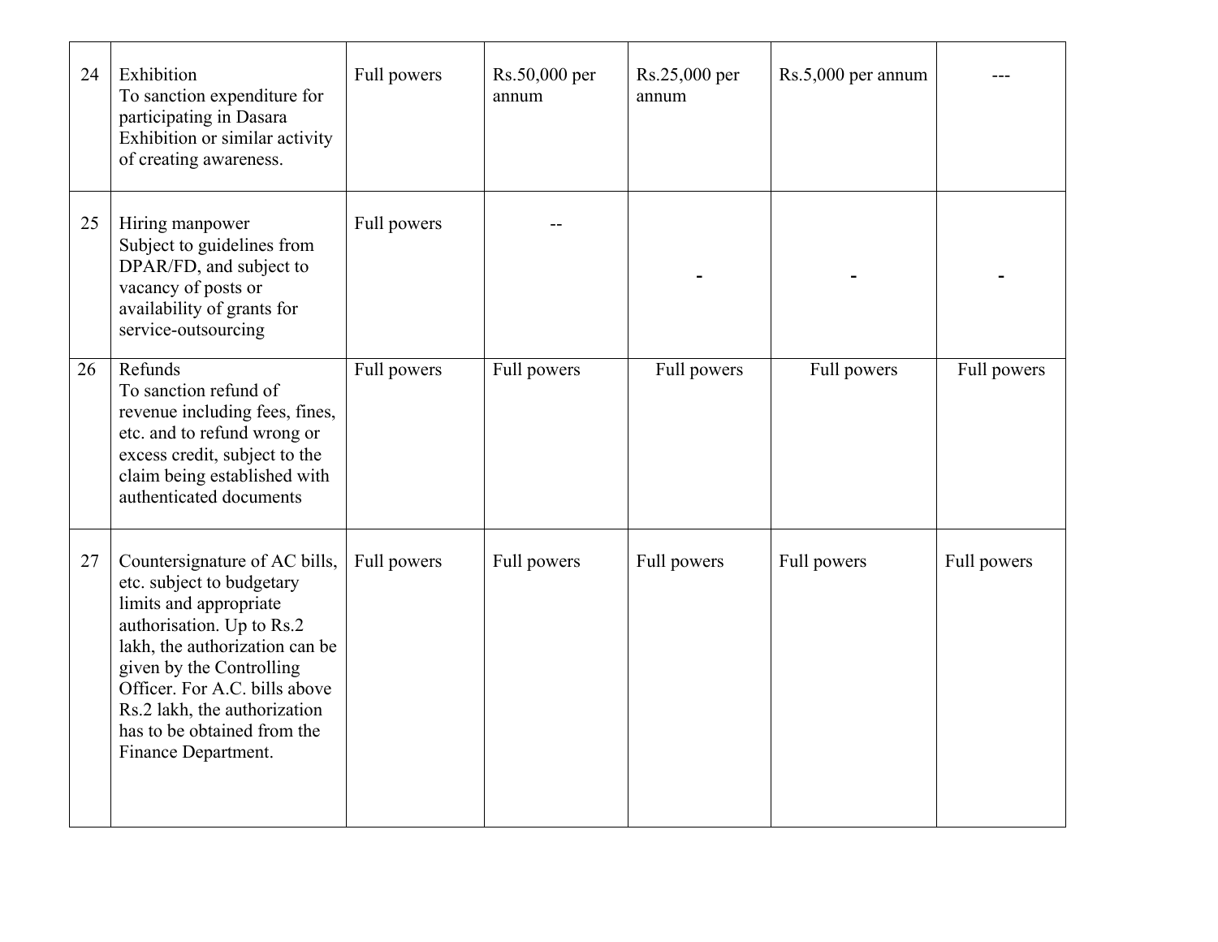| 24 | Exhibition<br>To sanction expenditure for participating in Dasara Exhibition or similar activity of creating awareness. | Full powers | Rs.50,000 per annum | Rs.25,000 per annum | Rs.5,000 per annum | --- |
|---|---|---|---|---|---|---|
| 25 | Hiring manpower<br>Subject to guidelines from DPAR/FD, and subject to vacancy of posts or availability of grants for service-outsourcing | Full powers | -- | - | - | - |
| 26 | Refunds<br>To sanction refund of revenue including fees, fines, etc. and to refund wrong or excess credit, subject to the claim being established with authenticated documents | Full powers | Full powers | Full powers | Full powers | Full powers |
| 27 | Countersignature of AC bills, etc. subject to budgetary limits and appropriate authorisation. Up to Rs.2 lakh, the authorization can be given by the Controlling Officer. For A.C. bills above Rs.2 lakh, the authorization has to be obtained from the Finance Department. | Full powers | Full powers | Full powers | Full powers | Full powers |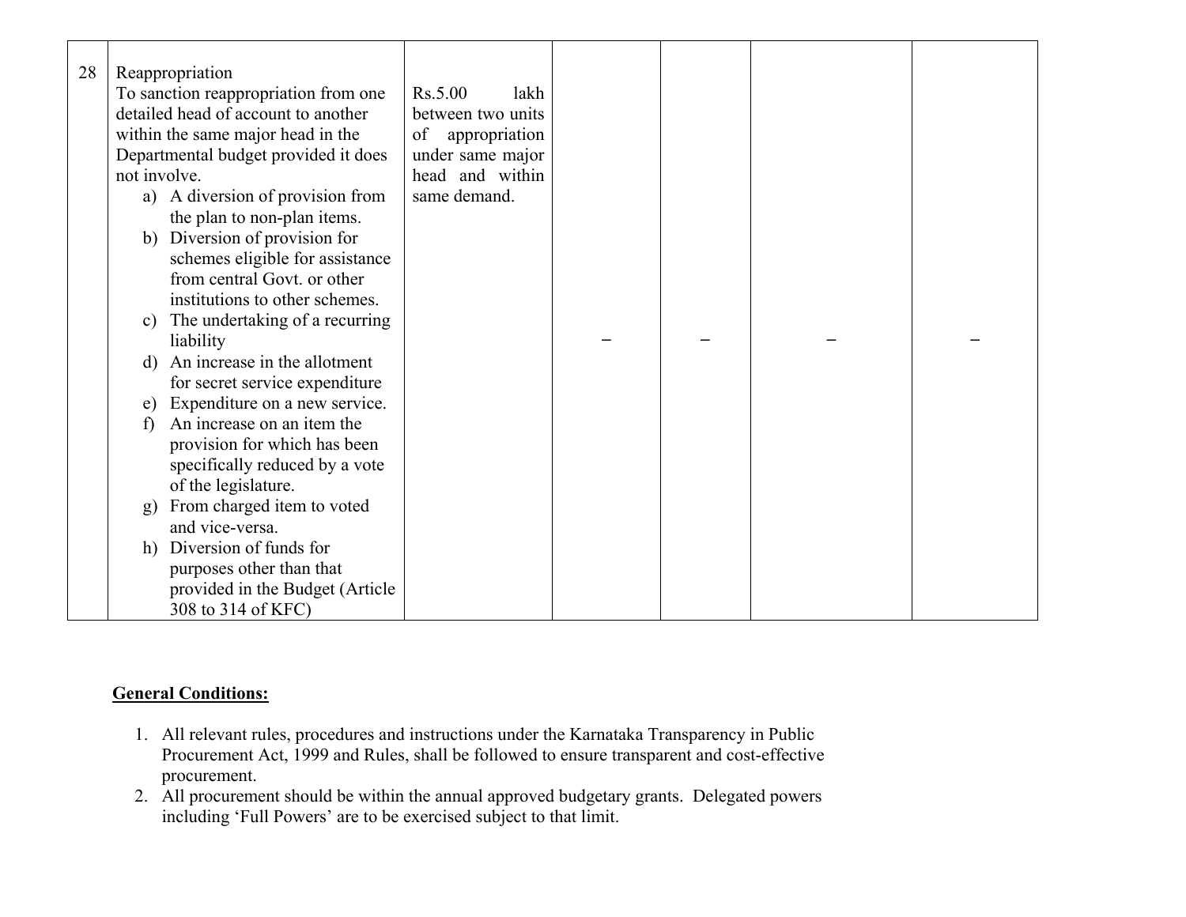| 28 | Reappropriation<br>To sanction reappropriation from one detailed head of account to another within the same major head in the Departmental budget provided it does not involve.<br>a) A diversion of provision from the plan to non-plan items.<br>b) Diversion of provision for schemes eligible for assistance from central Govt. or other institutions to other schemes.<br>c) The undertaking of a recurring liability<br>d) An increase in the allotment for secret service expenditure<br>e) Expenditure on a new service.<br>f) An increase on an item the provision for which has been specifically reduced by a vote of the legislature.<br>g) From charged item to voted and vice-versa.<br>h) Diversion of funds for purposes other than that provided in the Budget (Article 308 to 314 of KFC) | Rs.5.00 lakh between two units of appropriation under same major head and within same demand. | – | – | – | – |
|---|---|---|---|---|---|---|

**General Conditions:**

1. All relevant rules, procedures and instructions under the Karnataka Transparency in Public Procurement Act, 1999 and Rules, shall be followed to ensure transparent and cost-effective procurement.
2. All procurement should be within the annual approved budgetary grants. Delegated powers including 'Full Powers' are to be exercised subject to that limit.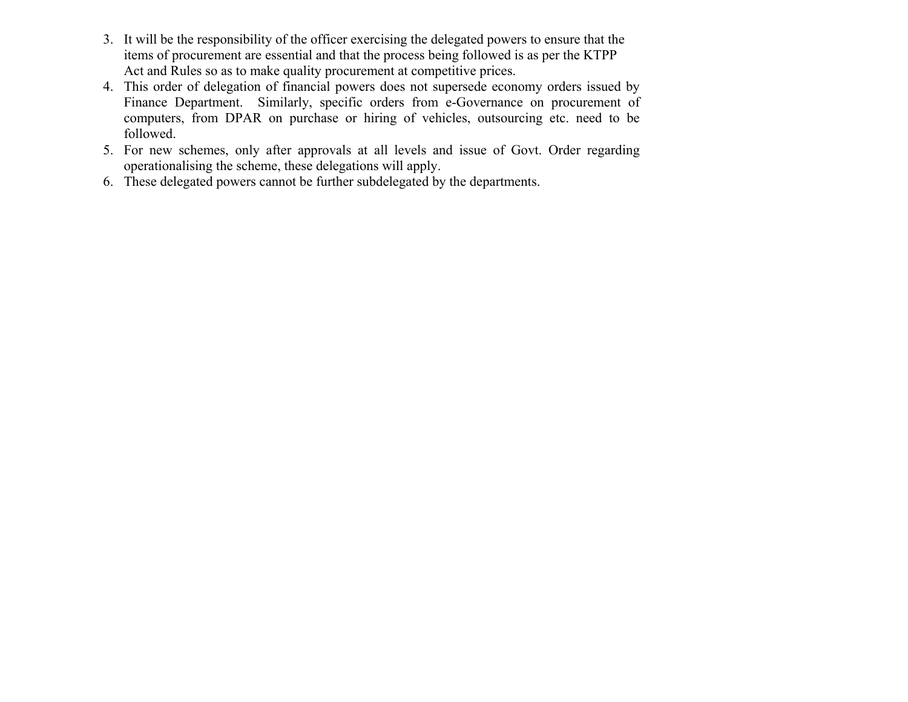3. It will be the responsibility of the officer exercising the delegated powers to ensure that the items of procurement are essential and that the process being followed is as per the KTPP Act and Rules so as to make quality procurement at competitive prices.
4. This order of delegation of financial powers does not supersede economy orders issued by Finance Department. Similarly, specific orders from e-Governance on procurement of computers, from DPAR on purchase or hiring of vehicles, outsourcing etc. need to be followed.
5. For new schemes, only after approvals at all levels and issue of Govt. Order regarding operationalising the scheme, these delegations will apply.
6. These delegated powers cannot be further subdelegated by the departments.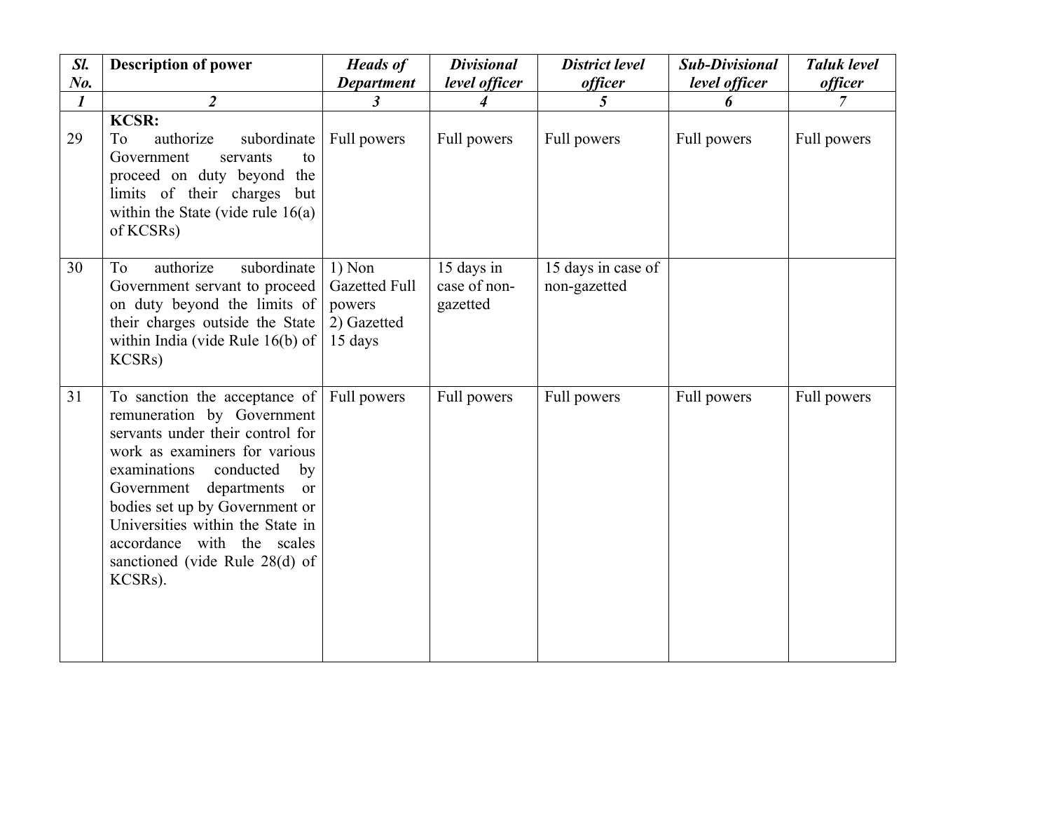| *Sl. No.* | **Description of power** | *Heads of Department* | *Divisional level officer* | *District level officer* | *Sub-Divisional level officer* | *Taluk level officer* |
|---|---|---|---|---|---|---|
| *1* | *2* | *3* | *4* | *5* | *6* | *7* |
| 29 | **KCSR:** To authorize subordinate Government servants to proceed on duty beyond the limits of their charges but within the State (vide rule 16(a) of KCSRs) | Full powers | Full powers | Full powers | Full powers | Full powers |
| 30 | To authorize subordinate Government servant to proceed on duty beyond the limits of their charges outside the State within India (vide Rule 16(b) of KCSRs) | 1) Non Gazetted Full powers 2) Gazetted 15 days | 15 days in case of non-gazetted | 15 days in case of non-gazetted | | |
| 31 | To sanction the acceptance of remuneration by Government servants under their control for work as examiners for various examinations conducted by Government departments or bodies set up by Government or Universities within the State in accordance with the scales sanctioned (vide Rule 28(d) of KCSRs). | Full powers | Full powers | Full powers | Full powers | Full powers |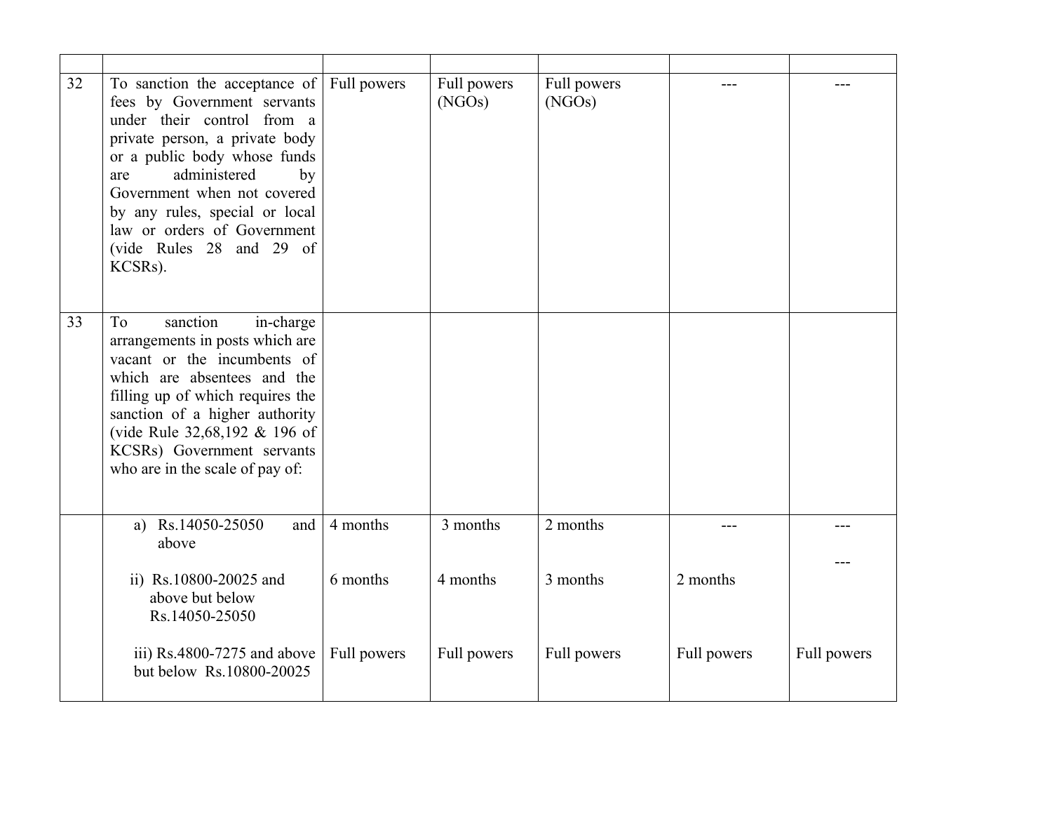| | | | | | | |
|---|---|---|---|---|---|---|
| 32 | To sanction the acceptance of fees by Government servants under their control from a private person, a private body or a public body whose funds are administered by Government when not covered by any rules, special or local law or orders of Government (vide Rules 28 and 29 of KCSRs). | Full powers | Full powers (NGOs) | Full powers (NGOs) | --- | --- |
| 33 | To sanction in-charge arrangements in posts which are vacant or the incumbents of which are absentees and the filling up of which requires the sanction of a higher authority (vide Rule 32,68,192 & 196 of KCSRs) Government servants who are in the scale of pay of: | | | | | |
| | a) Rs.14050-25050 and above | 4 months | 3 months | 2 months | --- | --- |
| | ii) Rs.10800-20025 and above but below Rs.14050-25050 | 6 months | 4 months | 3 months | 2 months | --- |
| | iii) Rs.4800-7275 and above but below Rs.10800-20025 | Full powers | Full powers | Full powers | Full powers | Full powers |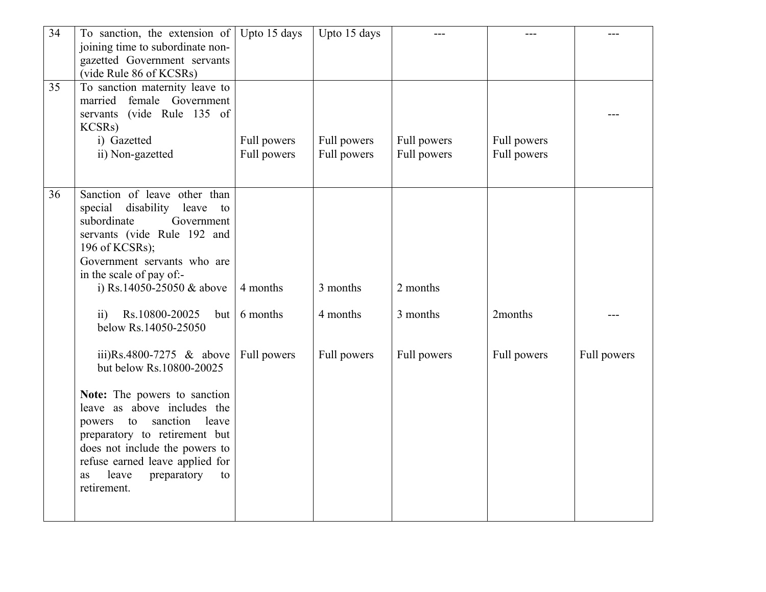| 34 | To sanction, the extension of joining time to subordinate non-gazetted Government servants (vide Rule 86 of KCSRs) | Upto 15 days | Upto 15 days | --- | --- | --- |
|---|---|---|---|---|---|---|
| 35 | To sanction maternity leave to married female Government servants (vide Rule 135 of KCSRs)<br>i) Gazetted<br>ii) Non-gazetted | <br><br>Full powers<br>Full powers | <br><br>Full powers<br>Full powers | <br><br>Full powers<br>Full powers | <br><br>Full powers<br>Full powers | --- |
| 36 | Sanction of leave other than special disability leave to subordinate Government servants (vide Rule 192 and 196 of KCSRs);<br>Government servants who are in the scale of pay of:-<br>i) Rs.14050-25050 & above<br><br>ii) Rs.10800-20025 but below Rs.14050-25050<br><br>iii)Rs.4800-7275 & above but below Rs.10800-20025<br><br>**Note:** The powers to sanction leave as above includes the powers to sanction leave preparatory to retirement but does not include the powers to refuse earned leave applied for as leave preparatory to retirement. | <br><br><br>4 months<br><br>6 months<br><br>Full powers | <br><br><br>3 months<br><br>4 months<br><br>Full powers | <br><br><br>2 months<br><br>3 months<br><br>Full powers | <br><br><br><br><br>2months<br><br>Full powers | <br><br><br><br><br>---<br><br>Full powers |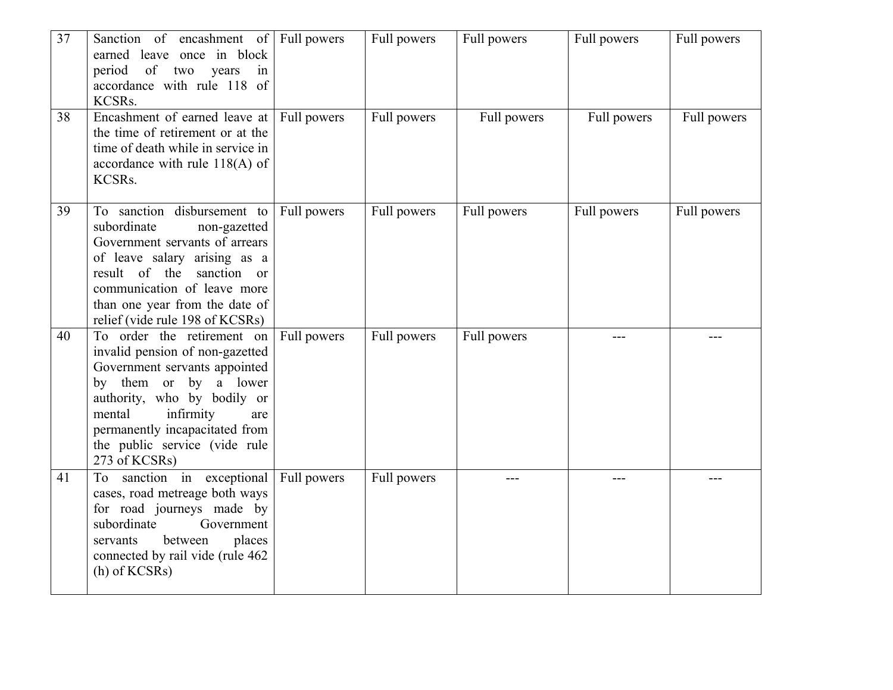| 37 | Sanction of encashment of earned leave once in block period of two years in accordance with rule 118 of KCSRs. | Full powers | Full powers | Full powers | Full powers | Full powers |
|---|---|---|---|---|---|---|
| 38 | Encashment of earned leave at the time of retirement or at the time of death while in service in accordance with rule 118(A) of KCSRs. | Full powers | Full powers | Full powers | Full powers | Full powers |
| 39 | To sanction disbursement to subordinate non-gazetted Government servants of arrears of leave salary arising as a result of the sanction or communication of leave more than one year from the date of relief (vide rule 198 of KCSRs) | Full powers | Full powers | Full powers | Full powers | Full powers |
| 40 | To order the retirement on invalid pension of non-gazetted Government servants appointed by them or by a lower authority, who by bodily or mental infirmity are permanently incapacitated from the public service (vide rule 273 of KCSRs) | Full powers | Full powers | Full powers | --- | --- |
| 41 | To sanction in exceptional cases, road metreage both ways for road journeys made by subordinate Government servants between places connected by rail vide (rule 462 (h) of KCSRs) | Full powers | Full powers | --- | --- | --- |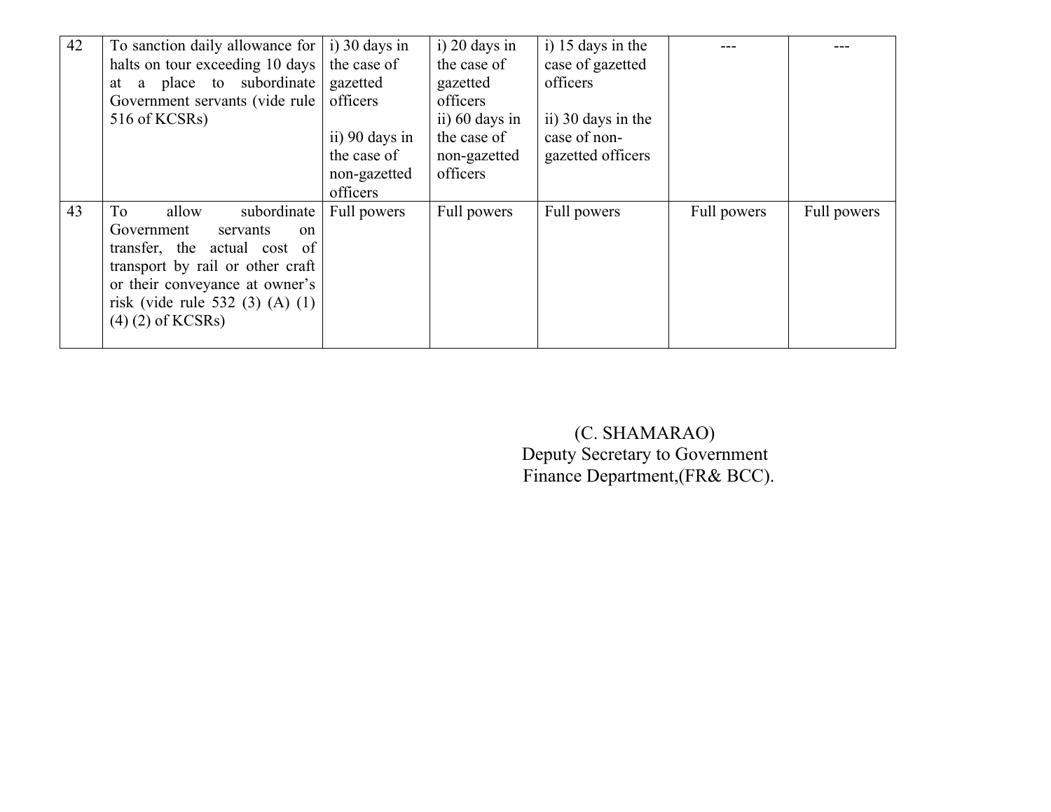| | | | | | | |
|---|---|---|---|---|---|---|
| 42 | To sanction daily allowance for halts on tour exceeding 10 days at a place to subordinate Government servants (vide rule 516 of KCSRs) | i) 30 days in the case of gazetted officers<br><br>ii) 90 days in the case of non-gazetted officers | i) 20 days in the case of gazetted officers<br>ii) 60 days in the case of non-gazetted officers | i) 15 days in the case of gazetted officers<br><br>ii) 30 days in the case of non-gazetted officers | --- | --- |
| 43 | To allow subordinate Government servants on transfer, the actual cost of transport by rail or other craft or their conveyance at owner's risk (vide rule 532 (3) (A) (1) (4) (2) of KCSRs) | Full powers | Full powers | Full powers | Full powers | Full powers |

(C. SHAMARAO)
Deputy Secretary to Government
Finance Department,(FR& BCC).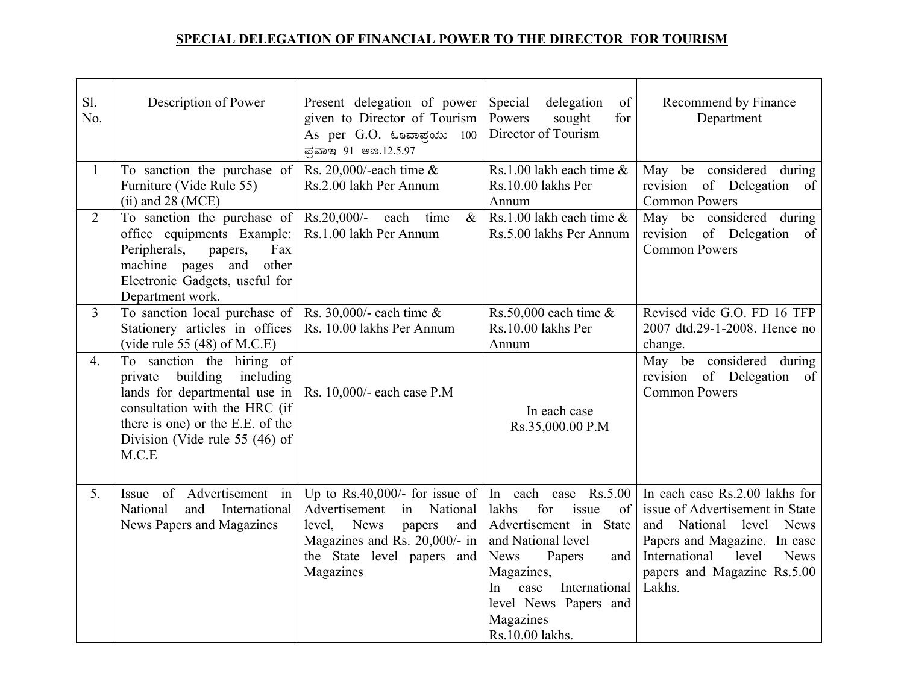# SPECIAL DELEGATION OF FINANCIAL POWER TO THE DIRECTOR FOR TOURISM

| Sl. No. | Description of Power | Present delegation of power given to Director of Tourism As per G.O. ಒಂವಾಪ್ರಯು 100 ಪ್ರವಾಇ 91 ಆಣ.12.5.97 | Special delegation of Powers sought for Director of Tourism | Recommend by Finance Department |
|---|---|---|---|---|
| 1 | To sanction the purchase of Furniture (Vide Rule 55) (ii) and 28 (MCE) | Rs. 20,000/-each time & Rs.2.00 lakh Per Annum | Rs.1.00 lakh each time & Rs.10.00 lakhs Per Annum | May be considered during revision of Delegation of Common Powers |
| 2 | To sanction the purchase of office equipments Example: Peripherals, papers, Fax machine pages and other Electronic Gadgets, useful for Department work. | Rs.20,000/- each time & Rs.1.00 lakh Per Annum | Rs.1.00 lakh each time & Rs.5.00 lakhs Per Annum | May be considered during revision of Delegation of Common Powers |
| 3 | To sanction local purchase of Stationery articles in offices (vide rule 55 (48) of M.C.E) | Rs. 30,000/- each time & Rs. 10.00 lakhs Per Annum | Rs.50,000 each time & Rs.10.00 lakhs Per Annum | Revised vide G.O. FD 16 TFP 2007 dtd.29-1-2008. Hence no change. |
| 4. | To sanction the hiring of private building including lands for departmental use in consultation with the HRC (if there is one) or the E.E. of the Division (Vide rule 55 (46) of M.C.E | Rs. 10,000/- each case P.M | In each case Rs.35,000.00 P.M | May be considered during revision of Delegation of Common Powers |
| 5. | Issue of Advertisement in National and International News Papers and Magazines | Up to Rs.40,000/- for issue of Advertisement in National level, News papers and Magazines and Rs. 20,000/- in the State level papers and Magazines | In each case Rs.5.00 lakhs for issue of Advertisement in State and National level News Papers and Magazines, In case International level News Papers and Magazines Rs.10.00 lakhs. | In each case Rs.2.00 lakhs for issue of Advertisement in State and National level News Papers and Magazine. In case International level News papers and Magazine Rs.5.00 Lakhs. |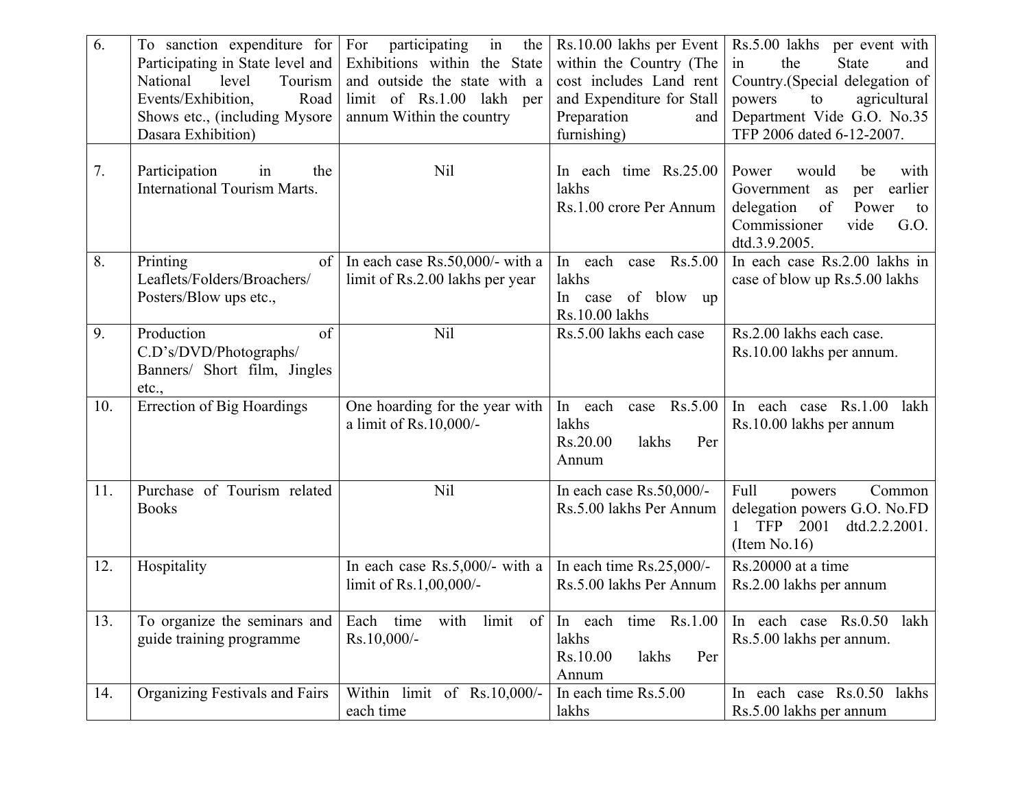| 6. | To sanction expenditure for Participating in State level and National level Tourism Events/Exhibition, Road Shows etc., (including Mysore Dasara Exhibition) | For participating in the Exhibitions within the State and outside the state with a limit of Rs.1.00 lakh per annum Within the country | Rs.10.00 lakhs per Event within the Country (The cost includes Land rent and Expenditure for Stall Preparation and furnishing) | Rs.5.00 lakhs per event with in the State and Country.(Special delegation of powers to agricultural Department Vide G.O. No.35 TFP 2006 dated 6-12-2007. |
|---|---|---|---|---|
| 7. | Participation in the International Tourism Marts. | Nil | In each time Rs.25.00 lakhs<br>Rs.1.00 crore Per Annum | Power would be with Government as per earlier delegation of Power to Commissioner vide G.O. dtd.3.9.2005. |
| 8. | Printing of Leaflets/Folders/Broachers/ Posters/Blow ups etc., | In each case Rs.50,000/- with a limit of Rs.2.00 lakhs per year | In each case Rs.5.00 lakhs<br>In case of blow up Rs.10.00 lakhs | In each case Rs.2.00 lakhs in case of blow up Rs.5.00 lakhs |
| 9. | Production of C.D's/DVD/Photographs/ Banners/ Short film, Jingles etc., | Nil | Rs.5.00 lakhs each case | Rs.2.00 lakhs each case.<br>Rs.10.00 lakhs per annum. |
| 10. | Errection of Big Hoardings | One hoarding for the year with a limit of Rs.10,000/- | In each case Rs.5.00 lakhs<br>Rs.20.00 lakhs Per Annum | In each case Rs.1.00 lakh Rs.10.00 lakhs per annum |
| 11. | Purchase of Tourism related Books | Nil | In each case Rs.50,000/-<br>Rs.5.00 lakhs Per Annum | Full powers Common delegation powers G.O. No.FD 1 TFP 2001 dtd.2.2.2001. (Item No.16) |
| 12. | Hospitality | In each case Rs.5,000/- with a limit of Rs.1,00,000/- | In each time Rs.25,000/-<br>Rs.5.00 lakhs Per Annum | Rs.20000 at a time<br>Rs.2.00 lakhs per annum |
| 13. | To organize the seminars and guide training programme | Each time with limit of Rs.10,000/- | In each time Rs.1.00 lakhs<br>Rs.10.00 lakhs Per Annum | In each case Rs.0.50 lakh Rs.5.00 lakhs per annum. |
| 14. | Organizing Festivals and Fairs | Within limit of Rs.10,000/- each time | In each time Rs.5.00 lakhs | In each case Rs.0.50 lakhs Rs.5.00 lakhs per annum |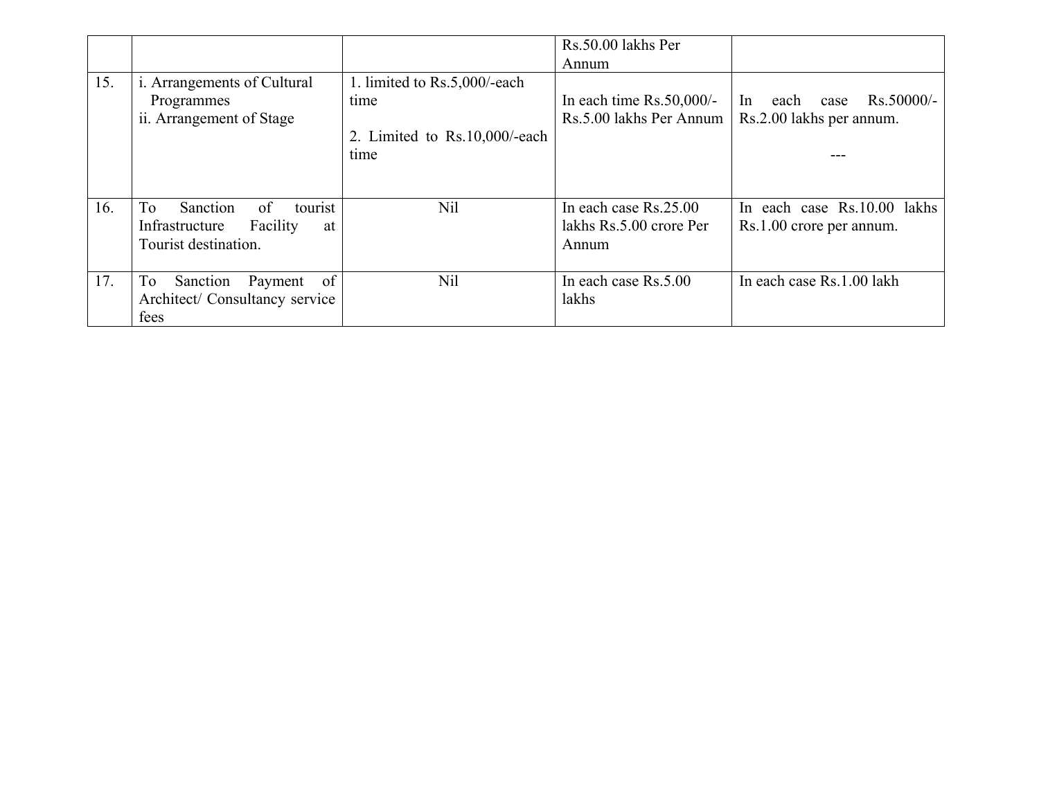| | | | | |
|---|---|---|---|---|
| | | | Rs.50.00 lakhs Per Annum | |
| 15. | i. Arrangements of Cultural Programmes<br>ii. Arrangement of Stage | 1. limited to Rs.5,000/-each time<br><br>2. Limited to Rs.10,000/-each time | In each time Rs.50,000/- Rs.5.00 lakhs Per Annum | In each case Rs.50000/- Rs.2.00 lakhs per annum.<br><br>--- |
| 16. | To Sanction of tourist Infrastructure Facility at Tourist destination. | Nil | In each case Rs.25.00 lakhs Rs.5.00 crore Per Annum | In each case Rs.10.00 lakhs Rs.1.00 crore per annum. |
| 17. | To Sanction Payment of Architect/ Consultancy service fees | Nil | In each case Rs.5.00 lakhs | In each case Rs.1.00 lakh |